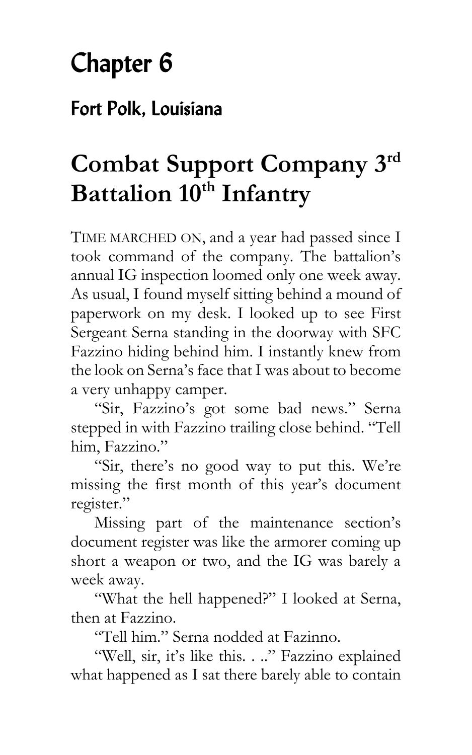# Chapter 6

## Fort Polk, Louisiana

# Combat Support Company 3rd Battalion 10th Infantry

TIME MARCHED ON, and a year had passed since I took command of the company. The battalion's annual IG inspection loomed only one week away. As usual, I found myself sitting behind a mound of paperwork on my desk. I looked up to see First Sergeant Serna standing in the doorway with SFC Fazzino hiding behind him. I instantly knew from the look on Serna's face that I was about to become a very unhappy camper.

"Sir, Fazzino's got some bad news." Serna stepped in with Fazzino trailing close behind. "Tell him, Fazzino."

"Sir, there's no good way to put this. We're missing the first month of this year's document register."

Missing part of the maintenance section's document register was like the armorer coming up short a weapon or two, and the IG was barely a week away.

"What the hell happened?" I looked at Serna, then at Fazzino.

"Tell him." Serna nodded at Fazinno.

"Well, sir, it's like this. . .." Fazzino explained what happened as I sat there barely able to contain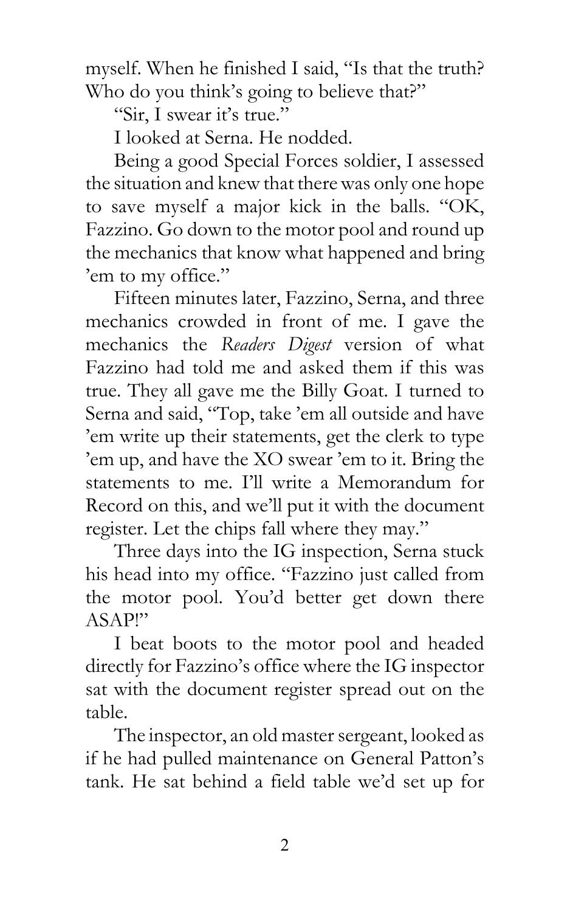myself. When he finished I said, "Is that the truth? Who do you think's going to believe that?"

"Sir, I swear it's true."

I looked at Serna. He nodded.

Being a good Special Forces soldier, I assessed the situation and knew that there was only one hope to save myself a major kick in the balls. "OK, Fazzino. Go down to the motor pool and round up the mechanics that know what happened and bring 'em to my office."

Fifteen minutes later, Fazzino, Serna, and three mechanics crowded in front of me. I gave the mechanics the *Readers Digest* version of what Fazzino had told me and asked them if this was true. They all gave me the Billy Goat. I turned to Serna and said, "Top, take 'em all outside and have 'em write up their statements, get the clerk to type 'em up, and have the XO swear 'em to it. Bring the statements to me. I'll write a Memorandum for Record on this, and we'll put it with the document register. Let the chips fall where they may."

Three days into the IG inspection, Serna stuck his head into my office. "Fazzino just called from the motor pool. You'd better get down there ASAP!"

I beat boots to the motor pool and headed directly for Fazzino's office where the IG inspector sat with the document register spread out on the table.

The inspector, an old master sergeant, looked as if he had pulled maintenance on General Patton's tank. He sat behind a field table we'd set up for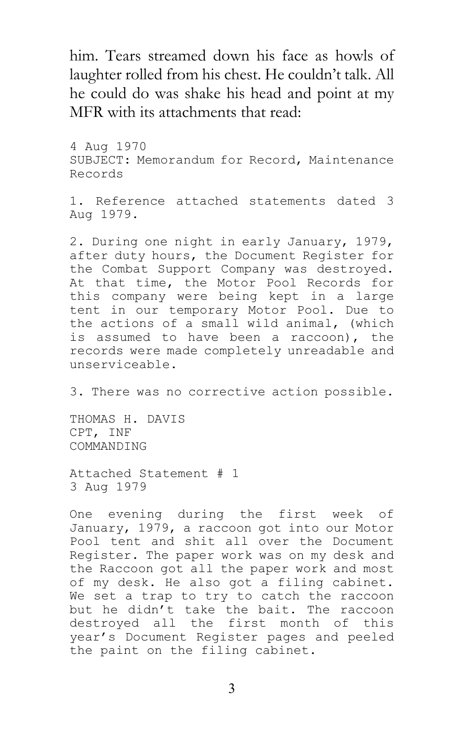him. Tears streamed down his face as howls of laughter rolled from his chest. He couldn't talk. All he could do was shake his head and point at my MFR with its attachments that read:

```
4 Aug 1970
SUBJECT: Memorandum for Record, Maintenance
Records

1. Reference attached statements dated 3
Aug 1979.

2. During one night in early January, 1979,
after duty hours, the Document Register for
the Combat Support Company was destroyed.
At that time, the Motor Pool Records for
this company were being kept in a large
tent in our temporary Motor Pool. Due to
the actions of a small wild animal, (which
is assumed to have been a raccoon), the
records were made completely unreadable and
unserviceable.

3. There was no corrective action possible.

THOMAS H. DAVIS
CPT, INF
COMMANDING

Attached Statement # 1
3 Aug 1979

One evening during the first week of
January, 1979, a raccoon got into our Motor
Pool tent and shit all over the Document
Register. The paper work was on my desk and
the Raccoon got all the paper work and most
of my desk. He also got a filing cabinet.
We set a trap to try to catch the raccoon
but he didn't take the bait. The raccoon
destroyed all the first month of this
year's Document Register pages and peeled
the paint on the filing cabinet.
```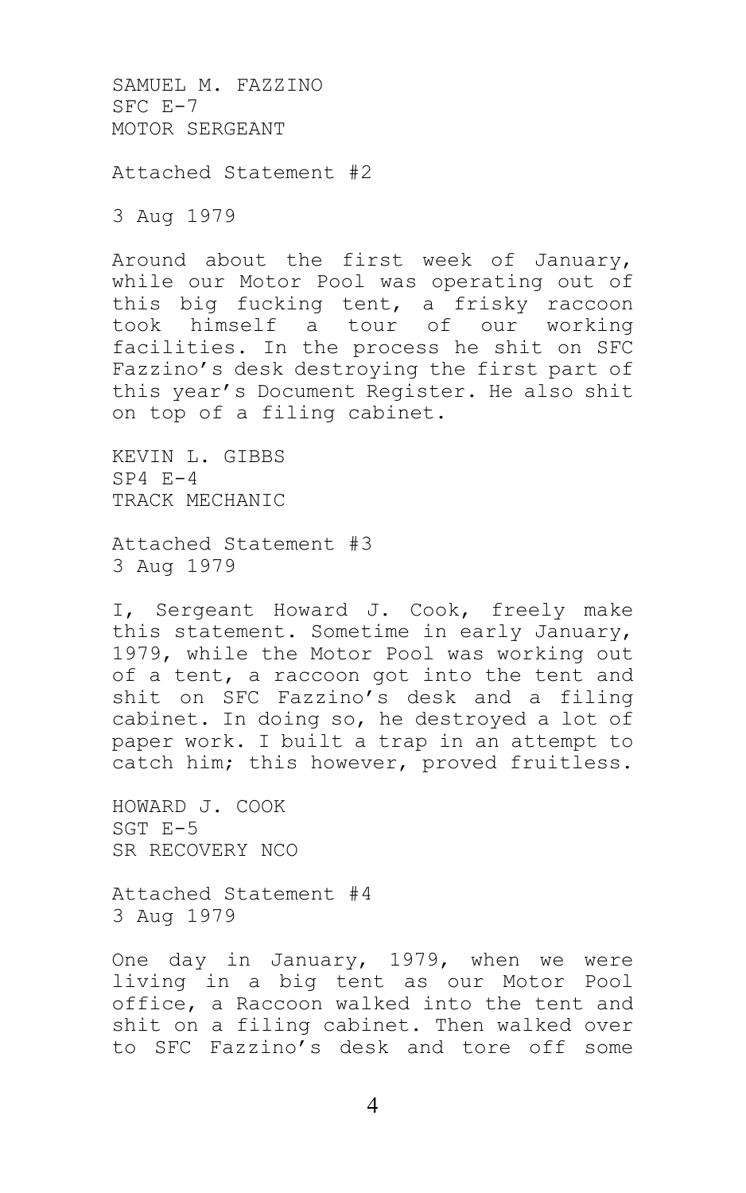SAMUEL M. FAZZINO
SFC E-7
MOTOR SERGEANT

Attached Statement #2

3 Aug 1979

Around about the first week of January, while our Motor Pool was operating out of this big fucking tent, a frisky raccoon took himself a tour of our working facilities. In the process he shit on SFC Fazzino's desk destroying the first part of this year's Document Register. He also shit on top of a filing cabinet.

KEVIN L. GIBBS
SP4 E-4
TRACK MECHANIC

Attached Statement #3
3 Aug 1979

I, Sergeant Howard J. Cook, freely make this statement. Sometime in early January, 1979, while the Motor Pool was working out of a tent, a raccoon got into the tent and shit on SFC Fazzino's desk and a filing cabinet. In doing so, he destroyed a lot of paper work. I built a trap in an attempt to catch him; this however, proved fruitless.

HOWARD J. COOK
SGT E-5
SR RECOVERY NCO

Attached Statement #4
3 Aug 1979

One day in January, 1979, when we were living in a big tent as our Motor Pool office, a Raccoon walked into the tent and shit on a filing cabinet. Then walked over to SFC Fazzino's desk and tore off some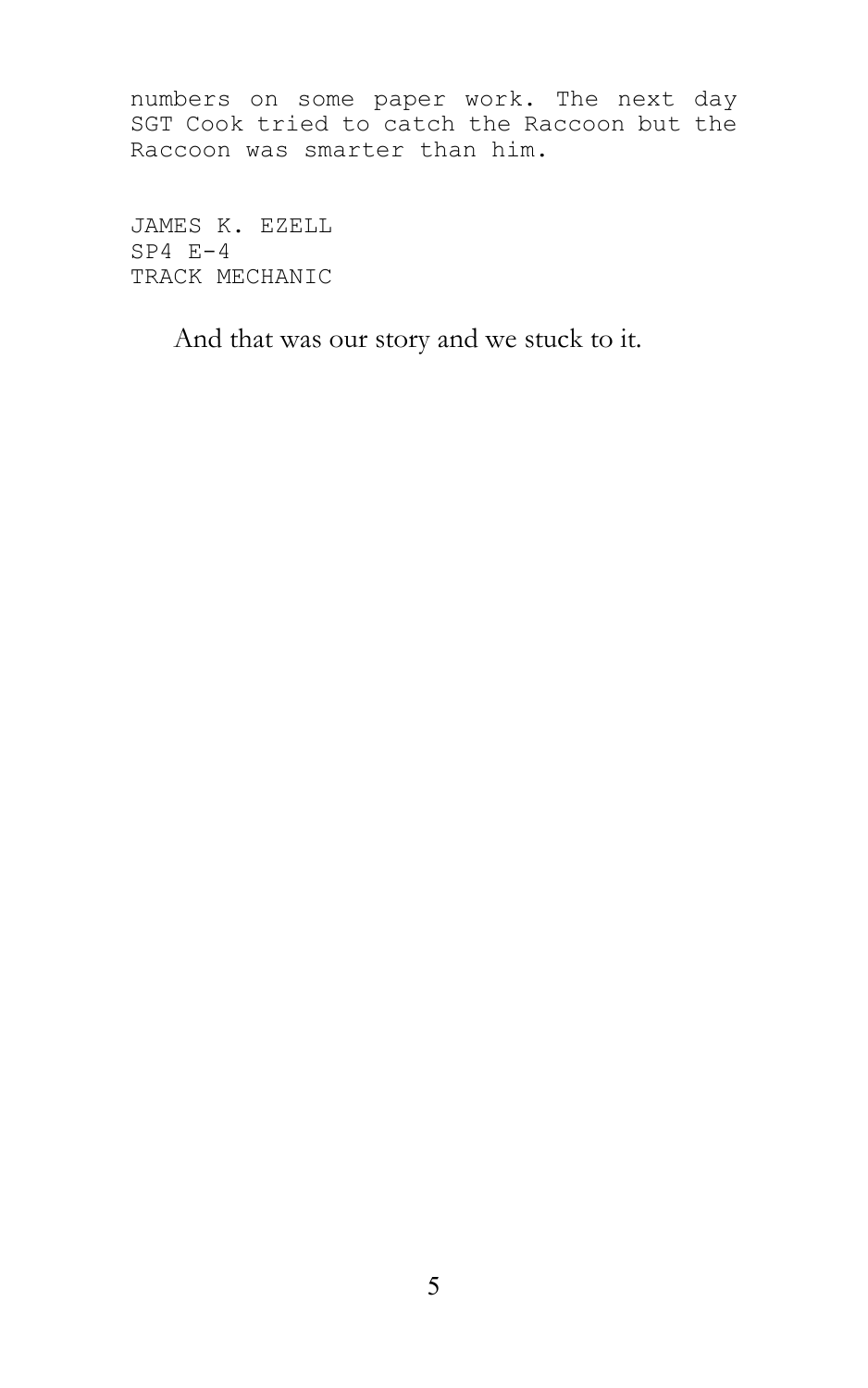```
numbers on some paper work. The next day
SGT Cook tried to catch the Raccoon but the
Raccoon was smarter than him.


JAMES K. EZELL
SP4 E-4
TRACK MECHANIC
```

And that was our story and we stuck to it.